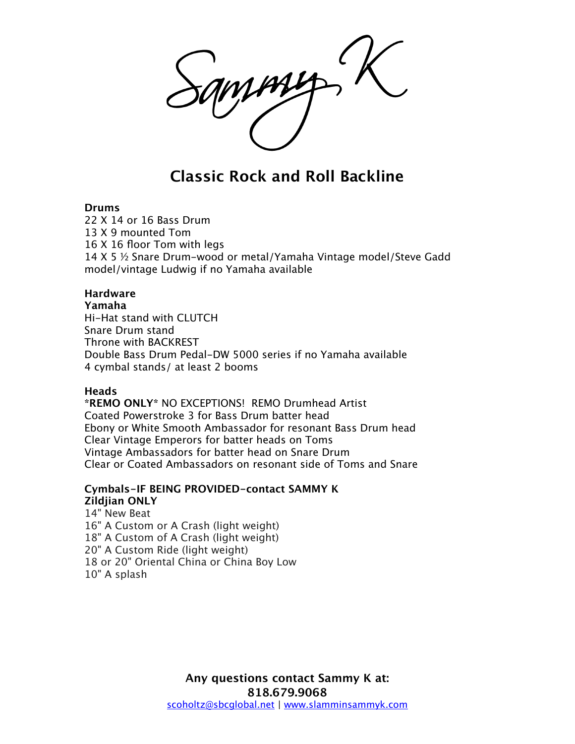Sammy K

# Classic Rock and Roll Backline

**Drums**
22 X 14 or 16 Bass Drum
13 X 9 mounted Tom
16 X 16 floor Tom with legs
14 X 5 ½ Snare Drum-wood or metal/Yamaha Vintage model/Steve Gadd model/vintage Ludwig if no Yamaha available

**Hardware**
**Yamaha**
Hi-Hat stand with CLUTCH
Snare Drum stand
Throne with BACKREST
Double Bass Drum Pedal-DW 5000 series if no Yamaha available
4 cymbal stands/ at least 2 booms

**Heads**
**\*REMO ONLY\*** NO EXCEPTIONS! REMO Drumhead Artist
Coated Powerstroke 3 for Bass Drum batter head
Ebony or White Smooth Ambassador for resonant Bass Drum head
Clear Vintage Emperors for batter heads on Toms
Vintage Ambassadors for batter head on Snare Drum
Clear or Coated Ambassadors on resonant side of Toms and Snare

**Cymbals-IF BEING PROVIDED-contact SAMMY K**
**Zildjian ONLY**
14" New Beat
16" A Custom or A Crash (light weight)
18" A Custom of A Crash (light weight)
20" A Custom Ride (light weight)
18 or 20" Oriental China or China Boy Low
10" A splash

**Any questions contact Sammy K at:**
**818.679.9068**
scoholtz@sbcglobal.net | www.slamminsammyk.com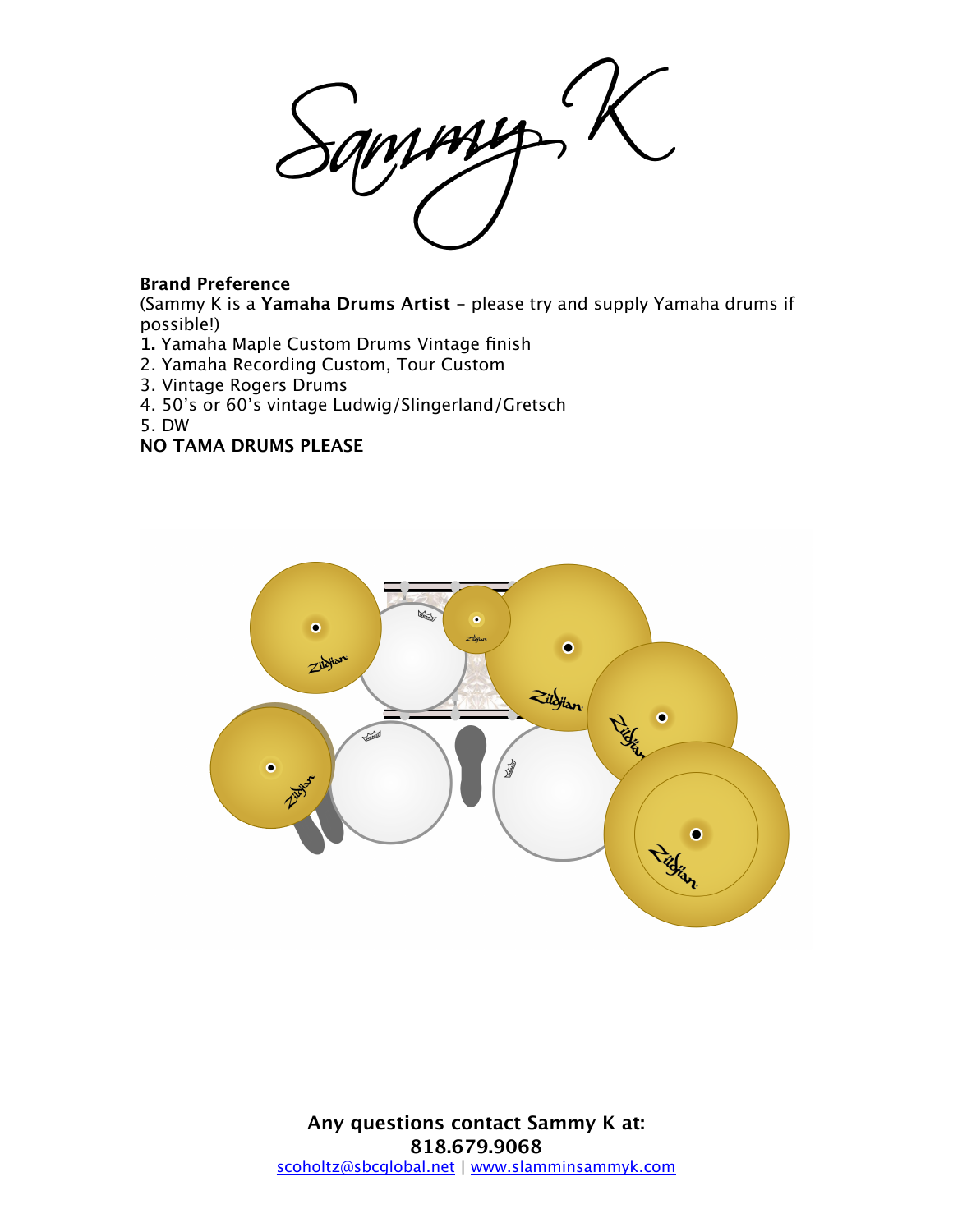Sammy K

**Brand Preference**
(Sammy K is a **Yamaha Drums Artist** – please try and supply Yamaha drums if possible!)

**1.** Yamaha Maple Custom Drums Vintage finish
2. Yamaha Recording Custom, Tour Custom
3. Vintage Rogers Drums
4. 50's or 60's vintage Ludwig/Slingerland/Gretsch
5. DW

**NO TAMA DRUMS PLEASE**

**Any questions contact Sammy K at:**
**818.679.9068**
scoholtz@sbcglobal.net | www.slamminsammyk.com